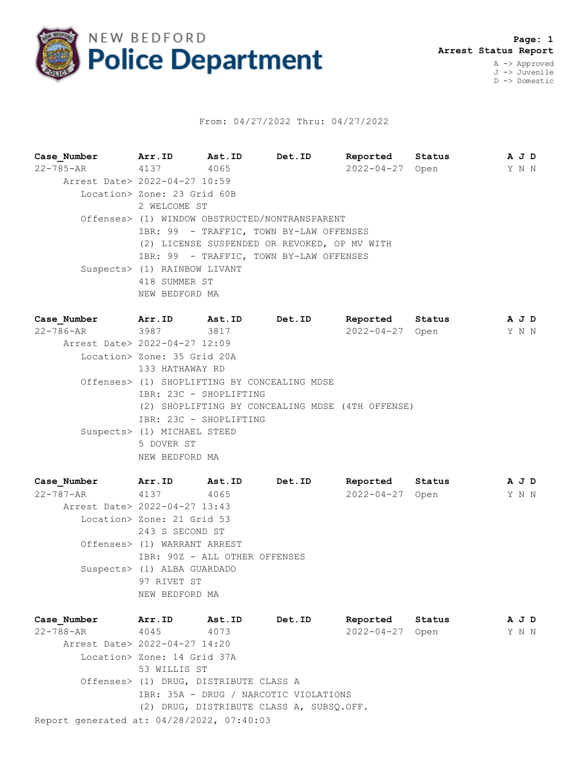# NEW BEDFORD Police Department

**Page: 1**
**Arrest Status Report**

A -> Approved
J -> Juvenile
D -> Domestic

From: 04/27/2022 Thru: 04/27/2022

| Case_Number | Arr.ID | Ast.ID | Det.ID | Reported | Status | A | J | D |
|---|---|---|---|---|---|---|---|---|
| 22-785-AR | 4137 | 4065 | | 2022-04-27 | Open | Y | N | N |

Arrest Date> 2022-04-27 10:59
Location> Zone: 23 Grid 60B
2 WELCOME ST
Offenses> (1) WINDOW OBSTRUCTED/NONTRANSPARENT
IBR: 99 - TRAFFIC, TOWN BY-LAW OFFENSES
(2) LICENSE SUSPENDED OR REVOKED, OP MV WITH
IBR: 99 - TRAFFIC, TOWN BY-LAW OFFENSES
Suspects> (1) RAINBOW LIVANT
418 SUMMER ST
NEW BEDFORD MA

| Case_Number | Arr.ID | Ast.ID | Det.ID | Reported | Status | A | J | D |
|---|---|---|---|---|---|---|---|---|
| 22-786-AR | 3987 | 3817 | | 2022-04-27 | Open | Y | N | N |

Arrest Date> 2022-04-27 12:09
Location> Zone: 35 Grid 20A
133 HATHAWAY RD
Offenses> (1) SHOPLIFTING BY CONCEALING MDSE
IBR: 23C - SHOPLIFTING
(2) SHOPLIFTING BY CONCEALING MDSE (4TH OFFENSE)
IBR: 23C - SHOPLIFTING
Suspects> (1) MICHAEL STEED
5 DOVER ST
NEW BEDFORD MA

| Case_Number | Arr.ID | Ast.ID | Det.ID | Reported | Status | A | J | D |
|---|---|---|---|---|---|---|---|---|
| 22-787-AR | 4137 | 4065 | | 2022-04-27 | Open | Y | N | N |

Arrest Date> 2022-04-27 13:43
Location> Zone: 21 Grid 53
243 S SECOND ST
Offenses> (1) WARRANT ARREST
IBR: 90Z - ALL OTHER OFFENSES
Suspects> (1) ALBA GUARDADO
97 RIVET ST
NEW BEDFORD MA

| Case_Number | Arr.ID | Ast.ID | Det.ID | Reported | Status | A | J | D |
|---|---|---|---|---|---|---|---|---|
| 22-788-AR | 4045 | 4073 | | 2022-04-27 | Open | Y | N | N |

Arrest Date> 2022-04-27 14:20
Location> Zone: 14 Grid 37A
53 WILLIS ST
Offenses> (1) DRUG, DISTRIBUTE CLASS A
IBR: 35A - DRUG / NARCOTIC VIOLATIONS
(2) DRUG, DISTRIBUTE CLASS A, SUBSQ.OFF.

Report generated at: 04/28/2022, 07:40:03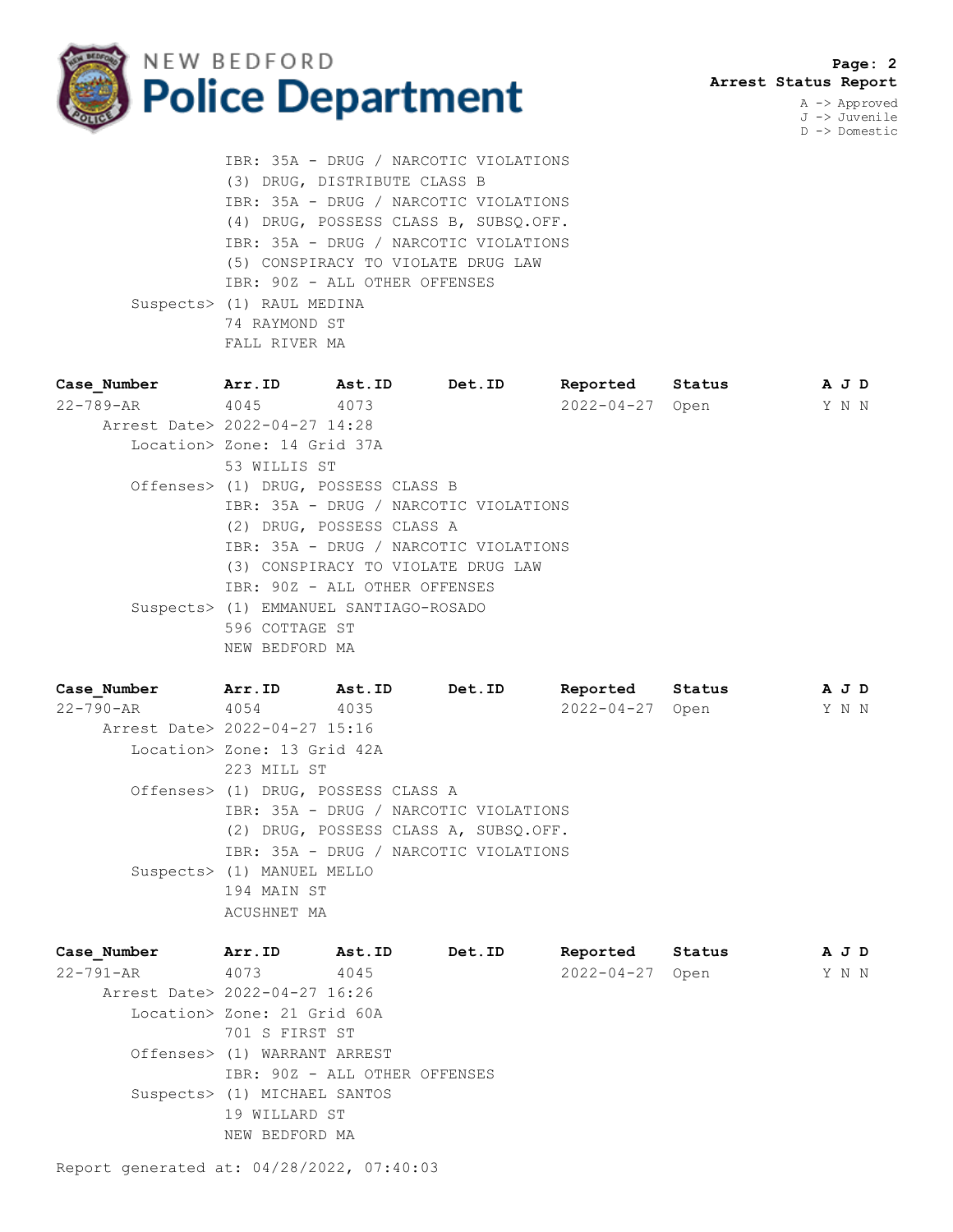IBR: 35A - DRUG / NARCOTIC VIOLATIONS
(3) DRUG, DISTRIBUTE CLASS B
IBR: 35A - DRUG / NARCOTIC VIOLATIONS
(4) DRUG, POSSESS CLASS B, SUBSQ.OFF.
IBR: 35A - DRUG / NARCOTIC VIOLATIONS
(5) CONSPIRACY TO VIOLATE DRUG LAW
IBR: 90Z - ALL OTHER OFFENSES

Suspects> (1) RAUL MEDINA
74 RAYMOND ST
FALL RIVER MA

| Case_Number | Arr.ID | Ast.ID | Det.ID | Reported | Status | A | J | D |
|---|---|---|---|---|---|---|---|---|
| 22-789-AR | 4045 | 4073 | | 2022-04-27 | Open | Y | N | N |

Arrest Date> 2022-04-27 14:28

Location> Zone: 14 Grid 37A
53 WILLIS ST

Offenses> (1) DRUG, POSSESS CLASS B
IBR: 35A - DRUG / NARCOTIC VIOLATIONS
(2) DRUG, POSSESS CLASS A
IBR: 35A - DRUG / NARCOTIC VIOLATIONS
(3) CONSPIRACY TO VIOLATE DRUG LAW
IBR: 90Z - ALL OTHER OFFENSES

Suspects> (1) EMMANUEL SANTIAGO-ROSADO
596 COTTAGE ST
NEW BEDFORD MA

| Case_Number | Arr.ID | Ast.ID | Det.ID | Reported | Status | A | J | D |
|---|---|---|---|---|---|---|---|---|
| 22-790-AR | 4054 | 4035 | | 2022-04-27 | Open | Y | N | N |

Arrest Date> 2022-04-27 15:16

Location> Zone: 13 Grid 42A
223 MILL ST

Offenses> (1) DRUG, POSSESS CLASS A
IBR: 35A - DRUG / NARCOTIC VIOLATIONS
(2) DRUG, POSSESS CLASS A, SUBSQ.OFF.
IBR: 35A - DRUG / NARCOTIC VIOLATIONS

Suspects> (1) MANUEL MELLO
194 MAIN ST
ACUSHNET MA

| Case_Number | Arr.ID | Ast.ID | Det.ID | Reported | Status | A | J | D |
|---|---|---|---|---|---|---|---|---|
| 22-791-AR | 4073 | 4045 | | 2022-04-27 | Open | Y | N | N |

Arrest Date> 2022-04-27 16:26

Location> Zone: 21 Grid 60A
701 S FIRST ST

Offenses> (1) WARRANT ARREST
IBR: 90Z - ALL OTHER OFFENSES

Suspects> (1) MICHAEL SANTOS
19 WILLARD ST
NEW BEDFORD MA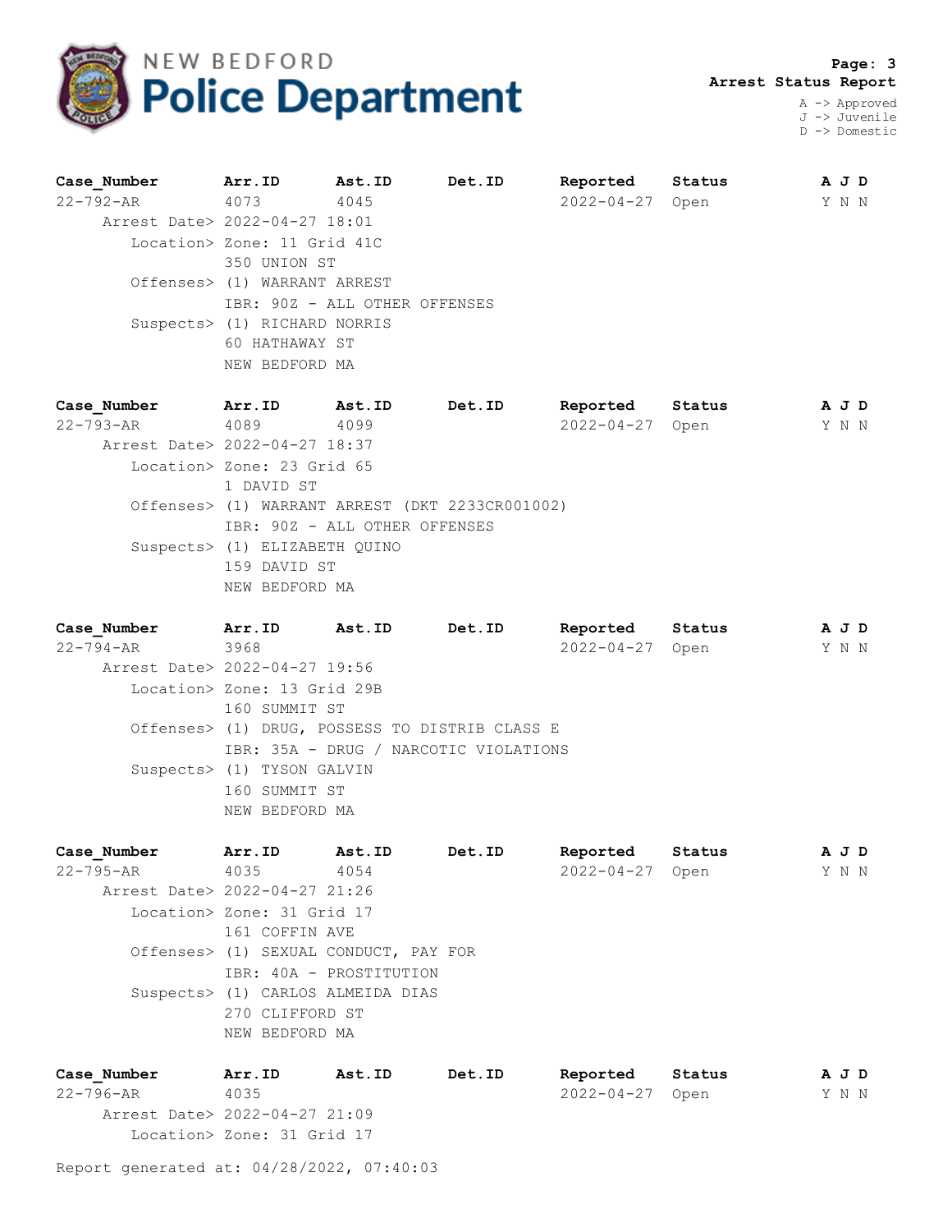**Arrest Status Report**

A -> Approved
J -> Juvenile
D -> Domestic

| Case_Number | Arr.ID | Ast.ID | Det.ID | Reported | Status | A J D |
|---|---|---|---|---|---|---|
| 22-792-AR | 4073 | 4045 | | 2022-04-27 | Open | Y N N |

Arrest Date> 2022-04-27 18:01
Location> Zone: 11 Grid 41C
350 UNION ST
Offenses> (1) WARRANT ARREST
IBR: 90Z - ALL OTHER OFFENSES
Suspects> (1) RICHARD NORRIS
60 HATHAWAY ST
NEW BEDFORD MA

| Case_Number | Arr.ID | Ast.ID | Det.ID | Reported | Status | A J D |
|---|---|---|---|---|---|---|
| 22-793-AR | 4089 | 4099 | | 2022-04-27 | Open | Y N N |

Arrest Date> 2022-04-27 18:37
Location> Zone: 23 Grid 65
1 DAVID ST
Offenses> (1) WARRANT ARREST (DKT 2233CR001002)
IBR: 90Z - ALL OTHER OFFENSES
Suspects> (1) ELIZABETH QUINO
159 DAVID ST
NEW BEDFORD MA

| Case_Number | Arr.ID | Ast.ID | Det.ID | Reported | Status | A J D |
|---|---|---|---|---|---|---|
| 22-794-AR | 3968 | | | 2022-04-27 | Open | Y N N |

Arrest Date> 2022-04-27 19:56
Location> Zone: 13 Grid 29B
160 SUMMIT ST
Offenses> (1) DRUG, POSSESS TO DISTRIB CLASS E
IBR: 35A - DRUG / NARCOTIC VIOLATIONS
Suspects> (1) TYSON GALVIN
160 SUMMIT ST
NEW BEDFORD MA

| Case_Number | Arr.ID | Ast.ID | Det.ID | Reported | Status | A J D |
|---|---|---|---|---|---|---|
| 22-795-AR | 4035 | 4054 | | 2022-04-27 | Open | Y N N |

Arrest Date> 2022-04-27 21:26
Location> Zone: 31 Grid 17
161 COFFIN AVE
Offenses> (1) SEXUAL CONDUCT, PAY FOR
IBR: 40A - PROSTITUTION
Suspects> (1) CARLOS ALMEIDA DIAS
270 CLIFFORD ST
NEW BEDFORD MA

| Case_Number | Arr.ID | Ast.ID | Det.ID | Reported | Status | A J D |
|---|---|---|---|---|---|---|
| 22-796-AR | 4035 | | | 2022-04-27 | Open | Y N N |

Arrest Date> 2022-04-27 21:09
Location> Zone: 31 Grid 17

Report generated at: 04/28/2022, 07:40:03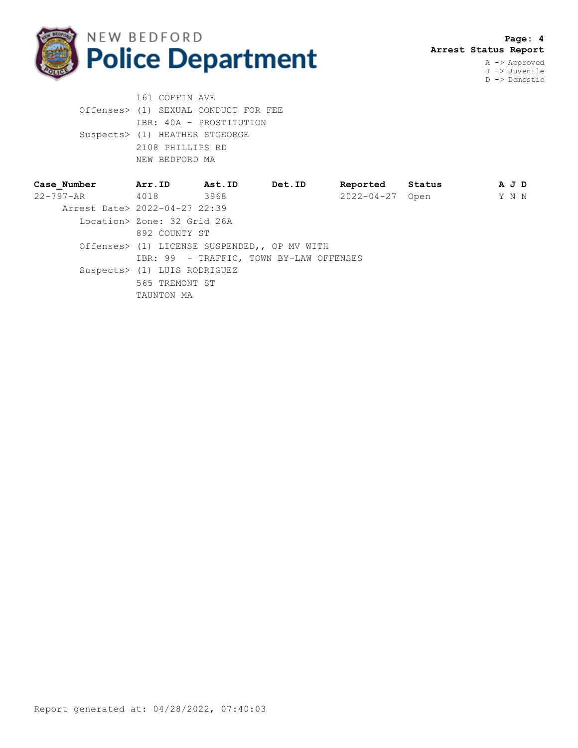161 COFFIN AVE

Offenses> (1) SEXUAL CONDUCT FOR FEE

IBR: 40A - PROSTITUTION

Suspects> (1) HEATHER STGEORGE

2108 PHILLIPS RD

NEW BEDFORD MA

| Case_Number | Arr.ID | Ast.ID | Det.ID | Reported | Status | A | J | D |
|---|---|---|---|---|---|---|---|---|
| 22-797-AR | 4018 | 3968 | | 2022-04-27 | Open | Y | N | N |

Arrest Date> 2022-04-27 22:39

Location> Zone: 32 Grid 26A

892 COUNTY ST

Offenses> (1) LICENSE SUSPENDED,, OP MV WITH

IBR: 99 - TRAFFIC, TOWN BY-LAW OFFENSES

Suspects> (1) LUIS RODRIGUEZ

565 TREMONT ST

TAUNTON MA

Report generated at: 04/28/2022, 07:40:03